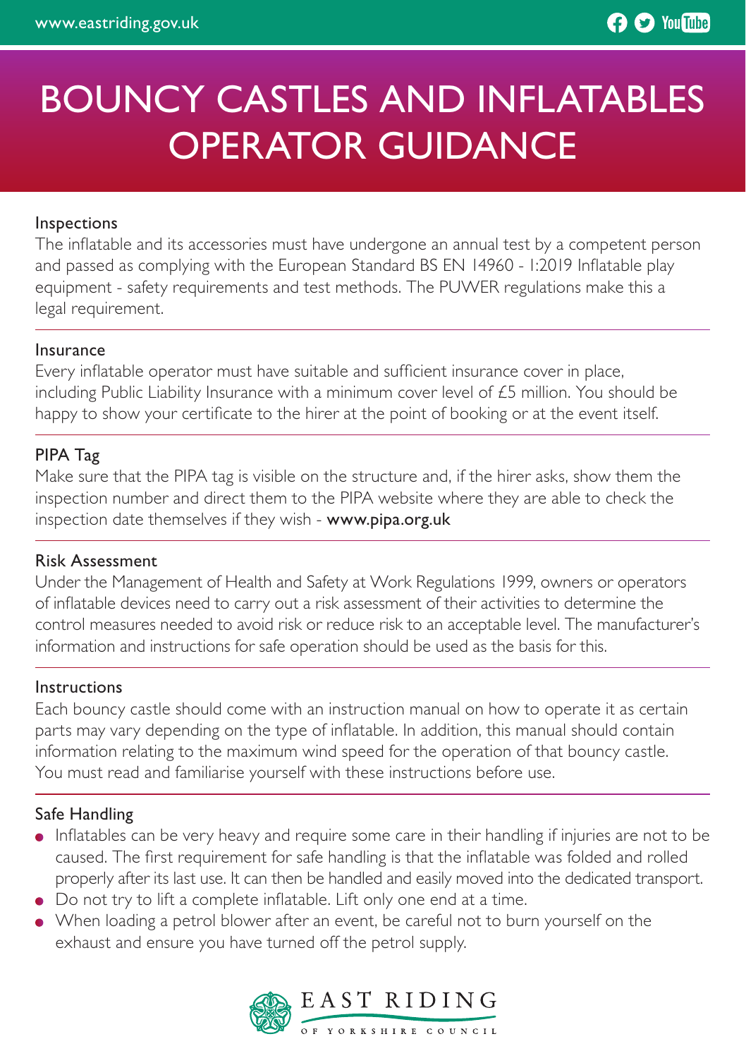# BOUNCY CASTLES AND INFLATABLES OPERATOR GUIDANCE

## Inspections

The inflatable and its accessories must have undergone an annual test by a competent person and passed as complying with the European Standard BS EN 14960 - 1:2019 Inflatable play equipment - safety requirements and test methods. The PUWER regulations make this a legal requirement.

## Insurance

Every inflatable operator must have suitable and sufficient insurance cover in place, including Public Liability Insurance with a minimum cover level of £5 million. You should be happy to show your certificate to the hirer at the point of booking or at the event itself.

## PIPA Tag

Make sure that the PIPA tag is visible on the structure and, if the hirer asks, show them the inspection number and direct them to the PIPA website where they are able to check the inspection date themselves if they wish - **www.pipa.org.uk**

## Risk Assessment

Under the Management of Health and Safety at Work Regulations 1999, owners or operators of inflatable devices need to carry out a risk assessment of their activities to determine the control measures needed to avoid risk or reduce risk to an acceptable level. The manufacturer's information and instructions for safe operation should be used as the basis for this.

## Instructions

Each bouncy castle should come with an instruction manual on how to operate it as certain parts may vary depending on the type of inflatable. In addition, this manual should contain information relating to the maximum wind speed for the operation of that bouncy castle. You must read and familiarise yourself with these instructions before use.

## Safe Handling

- Inflatables can be very heavy and require some care in their handling if injuries are not to be caused. The first requirement for safe handling is that the inflatable was folded and rolled properly after its last use. It can then be handled and easily moved into the dedicated transport.
- Do not try to lift a complete inflatable. Lift only one end at a time.
- When loading a petrol blower after an event, be careful not to burn yourself on the exhaust and ensure you have turned off the petrol supply.

EAST RIDING OF YORKSHIRE COUNCIL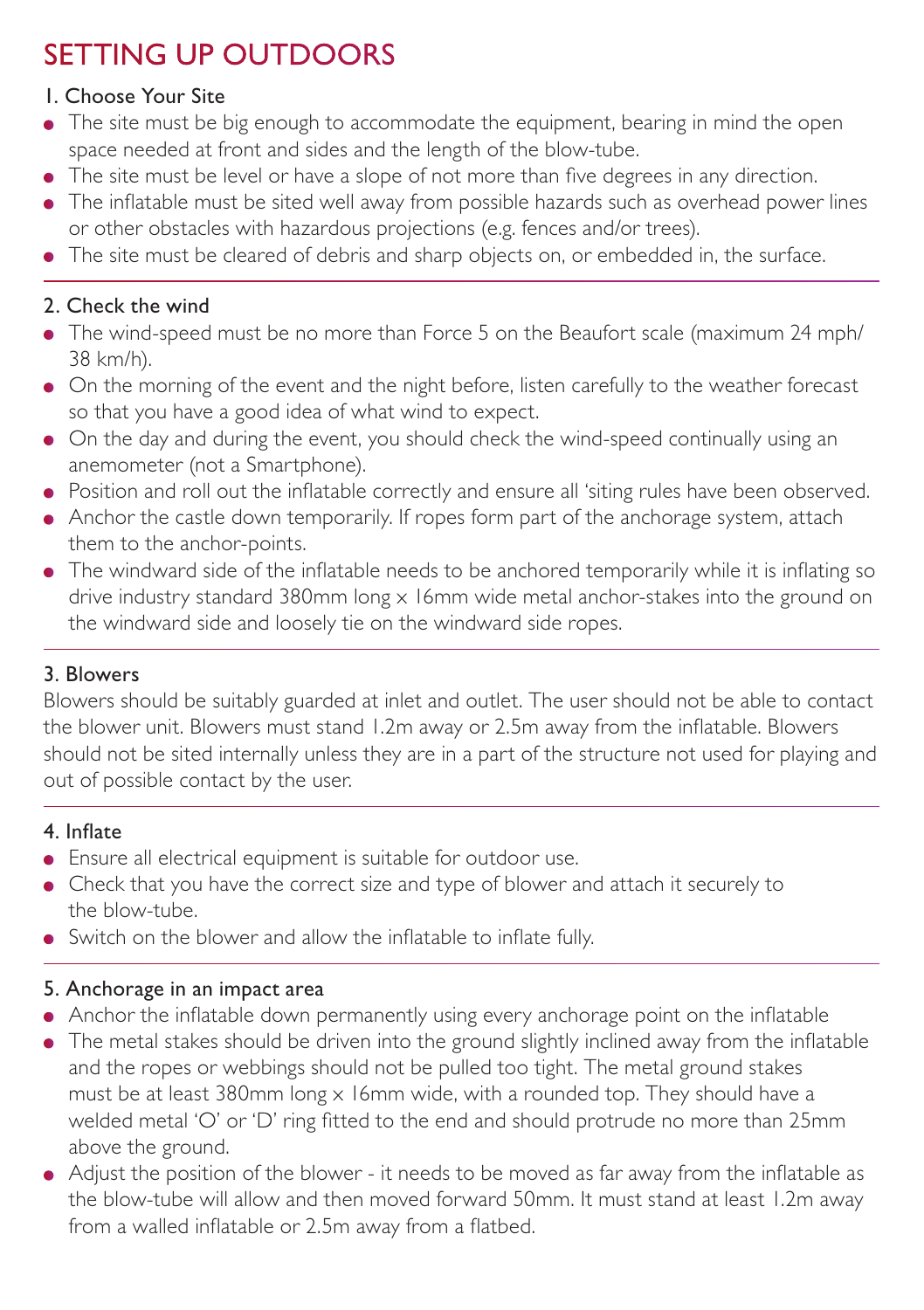# SETTING UP OUTDOORS

## 1. Choose Your Site

- The site must be big enough to accommodate the equipment, bearing in mind the open space needed at front and sides and the length of the blow-tube.
- The site must be level or have a slope of not more than five degrees in any direction.
- The inflatable must be sited well away from possible hazards such as overhead power lines or other obstacles with hazardous projections (e.g. fences and/or trees).
- The site must be cleared of debris and sharp objects on, or embedded in, the surface.

## 2. Check the wind

- The wind-speed must be no more than Force 5 on the Beaufort scale (maximum 24 mph/ 38 km/h).
- On the morning of the event and the night before, listen carefully to the weather forecast so that you have a good idea of what wind to expect.
- On the day and during the event, you should check the wind-speed continually using an anemometer (not a Smartphone).
- Position and roll out the inflatable correctly and ensure all 'siting rules have been observed.
- Anchor the castle down temporarily. If ropes form part of the anchorage system, attach them to the anchor-points.
- The windward side of the inflatable needs to be anchored temporarily while it is inflating so drive industry standard 380mm long x 16mm wide metal anchor-stakes into the ground on the windward side and loosely tie on the windward side ropes.

## 3. Blowers

Blowers should be suitably guarded at inlet and outlet. The user should not be able to contact the blower unit. Blowers must stand 1.2m away or 2.5m away from the inflatable. Blowers should not be sited internally unless they are in a part of the structure not used for playing and out of possible contact by the user.

## 4. Inflate

- Ensure all electrical equipment is suitable for outdoor use.
- Check that you have the correct size and type of blower and attach it securely to the blow-tube.
- Switch on the blower and allow the inflatable to inflate fully.

## 5. Anchorage in an impact area

- Anchor the inflatable down permanently using every anchorage point on the inflatable
- The metal stakes should be driven into the ground slightly inclined away from the inflatable and the ropes or webbings should not be pulled too tight. The metal ground stakes must be at least 380mm long x 16mm wide, with a rounded top. They should have a welded metal 'O' or 'D' ring fitted to the end and should protrude no more than 25mm above the ground.
- Adjust the position of the blower - it needs to be moved as far away from the inflatable as the blow-tube will allow and then moved forward 50mm. It must stand at least 1.2m away from a walled inflatable or 2.5m away from a flatbed.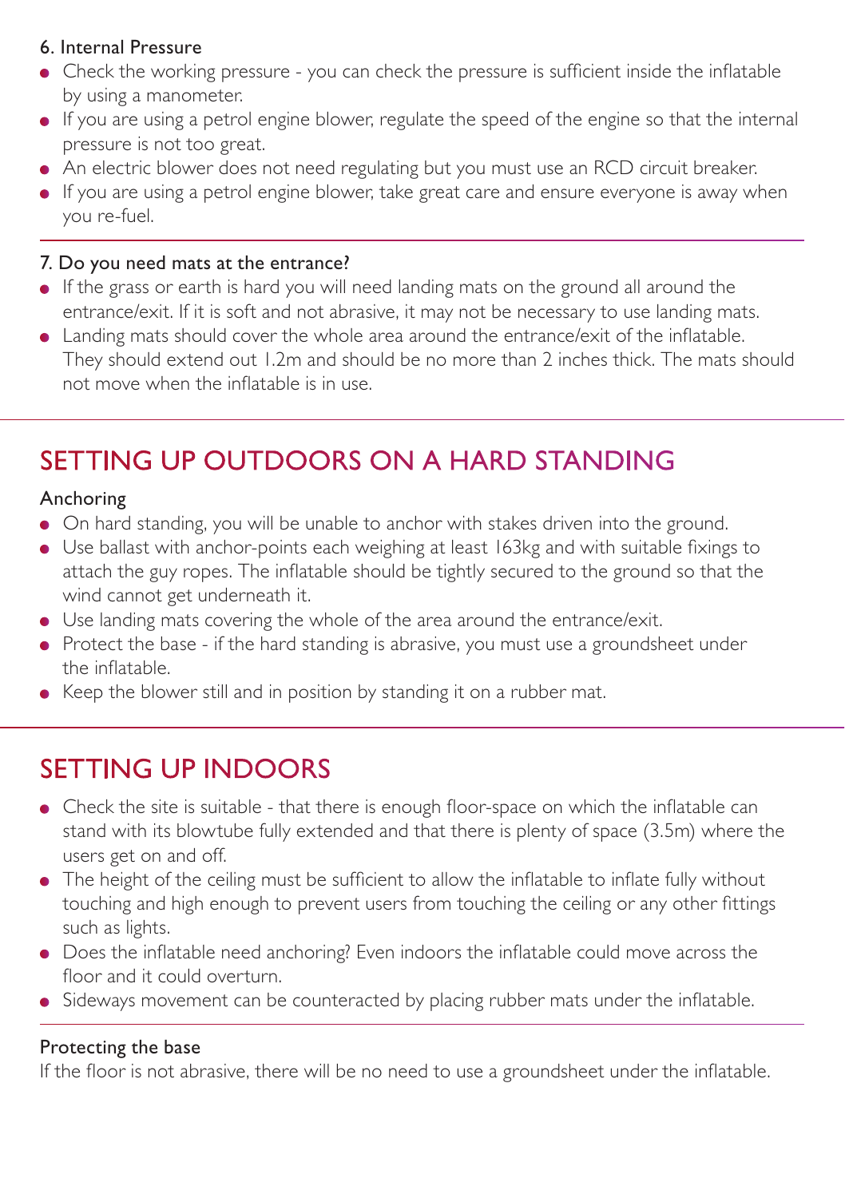### 6. Internal Pressure

- Check the working pressure - you can check the pressure is sufficient inside the inflatable by using a manometer.
- If you are using a petrol engine blower, regulate the speed of the engine so that the internal pressure is not too great.
- An electric blower does not need regulating but you must use an RCD circuit breaker.
- If you are using a petrol engine blower, take great care and ensure everyone is away when you re-fuel.

### 7. Do you need mats at the entrance?

- If the grass or earth is hard you will need landing mats on the ground all around the entrance/exit. If it is soft and not abrasive, it may not be necessary to use landing mats.
- Landing mats should cover the whole area around the entrance/exit of the inflatable. They should extend out 1.2m and should be no more than 2 inches thick. The mats should not move when the inflatable is in use.

## SETTING UP OUTDOORS ON A HARD STANDING

### Anchoring

- On hard standing, you will be unable to anchor with stakes driven into the ground.
- Use ballast with anchor-points each weighing at least 163kg and with suitable fixings to attach the guy ropes. The inflatable should be tightly secured to the ground so that the wind cannot get underneath it.
- Use landing mats covering the whole of the area around the entrance/exit.
- Protect the base - if the hard standing is abrasive, you must use a groundsheet under the inflatable.
- Keep the blower still and in position by standing it on a rubber mat.

## SETTING UP INDOORS

- Check the site is suitable - that there is enough floor-space on which the inflatable can stand with its blowtube fully extended and that there is plenty of space (3.5m) where the users get on and off.
- The height of the ceiling must be sufficient to allow the inflatable to inflate fully without touching and high enough to prevent users from touching the ceiling or any other fittings such as lights.
- Does the inflatable need anchoring? Even indoors the inflatable could move across the floor and it could overturn.
- Sideways movement can be counteracted by placing rubber mats under the inflatable.

### Protecting the base

If the floor is not abrasive, there will be no need to use a groundsheet under the inflatable.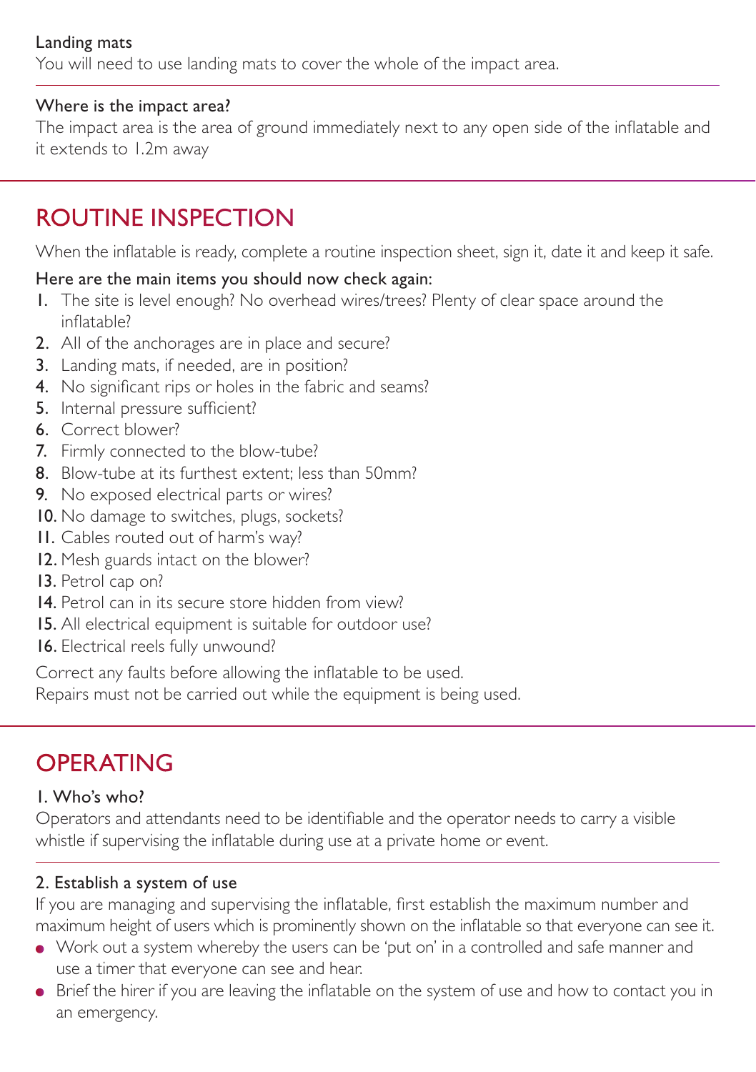### Landing mats

You will need to use landing mats to cover the whole of the impact area.

### Where is the impact area?

The impact area is the area of ground immediately next to any open side of the inflatable and it extends to 1.2m away

## ROUTINE INSPECTION

When the inflatable is ready, complete a routine inspection sheet, sign it, date it and keep it safe.

Here are the main items you should now check again:

1. The site is level enough? No overhead wires/trees? Plenty of clear space around the inflatable?
2. All of the anchorages are in place and secure?
3. Landing mats, if needed, are in position?
4. No significant rips or holes in the fabric and seams?
5. Internal pressure sufficient?
6. Correct blower?
7. Firmly connected to the blow-tube?
8. Blow-tube at its furthest extent; less than 50mm?
9. No exposed electrical parts or wires?
10. No damage to switches, plugs, sockets?
11. Cables routed out of harm's way?
12. Mesh guards intact on the blower?
13. Petrol cap on?
14. Petrol can in its secure store hidden from view?
15. All electrical equipment is suitable for outdoor use?
16. Electrical reels fully unwound?

Correct any faults before allowing the inflatable to be used.
Repairs must not be carried out while the equipment is being used.

## OPERATING

### 1. Who's who?

Operators and attendants need to be identifiable and the operator needs to carry a visible whistle if supervising the inflatable during use at a private home or event.

### 2. Establish a system of use

If you are managing and supervising the inflatable, first establish the maximum number and maximum height of users which is prominently shown on the inflatable so that everyone can see it.

- Work out a system whereby the users can be 'put on' in a controlled and safe manner and use a timer that everyone can see and hear.
- Brief the hirer if you are leaving the inflatable on the system of use and how to contact you in an emergency.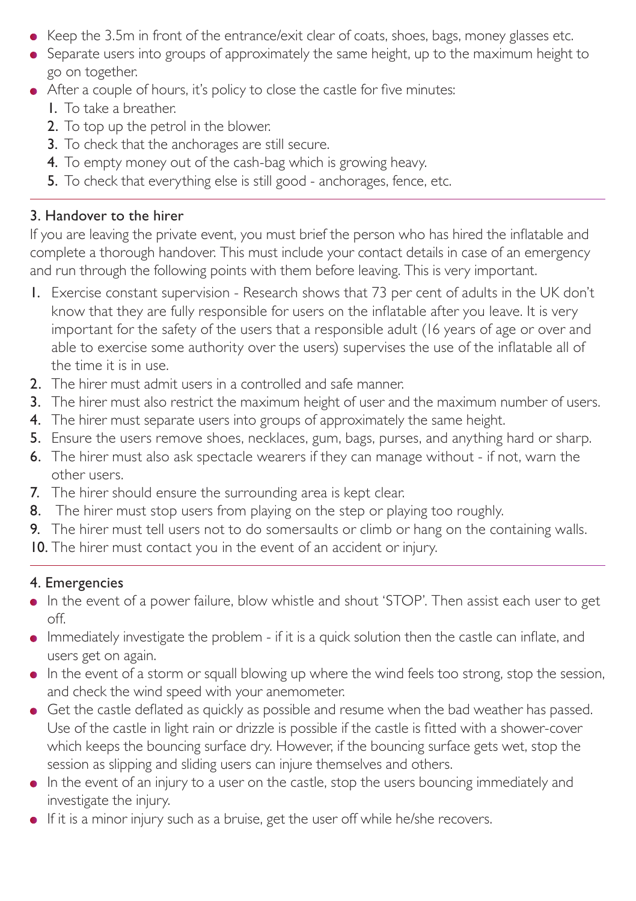- Keep the 3.5m in front of the entrance/exit clear of coats, shoes, bags, money glasses etc.
- Separate users into groups of approximately the same height, up to the maximum height to go on together.
- After a couple of hours, it's policy to close the castle for five minutes:
  1. To take a breather.
  2. To top up the petrol in the blower.
  3. To check that the anchorages are still secure.
  4. To empty money out of the cash-bag which is growing heavy.
  5. To check that everything else is still good - anchorages, fence, etc.

---

## 3. Handover to the hirer

If you are leaving the private event, you must brief the person who has hired the inflatable and complete a thorough handover. This must include your contact details in case of an emergency and run through the following points with them before leaving. This is very important.

1. Exercise constant supervision - Research shows that 73 per cent of adults in the UK don't know that they are fully responsible for users on the inflatable after you leave. It is very important for the safety of the users that a responsible adult (16 years of age or over and able to exercise some authority over the users) supervises the use of the inflatable all of the time it is in use.
2. The hirer must admit users in a controlled and safe manner.
3. The hirer must also restrict the maximum height of user and the maximum number of users.
4. The hirer must separate users into groups of approximately the same height.
5. Ensure the users remove shoes, necklaces, gum, bags, purses, and anything hard or sharp.
6. The hirer must also ask spectacle wearers if they can manage without - if not, warn the other users.
7. The hirer should ensure the surrounding area is kept clear.
8. The hirer must stop users from playing on the step or playing too roughly.
9. The hirer must tell users not to do somersaults or climb or hang on the containing walls.
10. The hirer must contact you in the event of an accident or injury.

---

## 4. Emergencies

- In the event of a power failure, blow whistle and shout 'STOP'. Then assist each user to get off.
- Immediately investigate the problem - if it is a quick solution then the castle can inflate, and users get on again.
- In the event of a storm or squall blowing up where the wind feels too strong, stop the session, and check the wind speed with your anemometer.
- Get the castle deflated as quickly as possible and resume when the bad weather has passed. Use of the castle in light rain or drizzle is possible if the castle is fitted with a shower-cover which keeps the bouncing surface dry. However, if the bouncing surface gets wet, stop the session as slipping and sliding users can injure themselves and others.
- In the event of an injury to a user on the castle, stop the users bouncing immediately and investigate the injury.
- If it is a minor injury such as a bruise, get the user off while he/she recovers.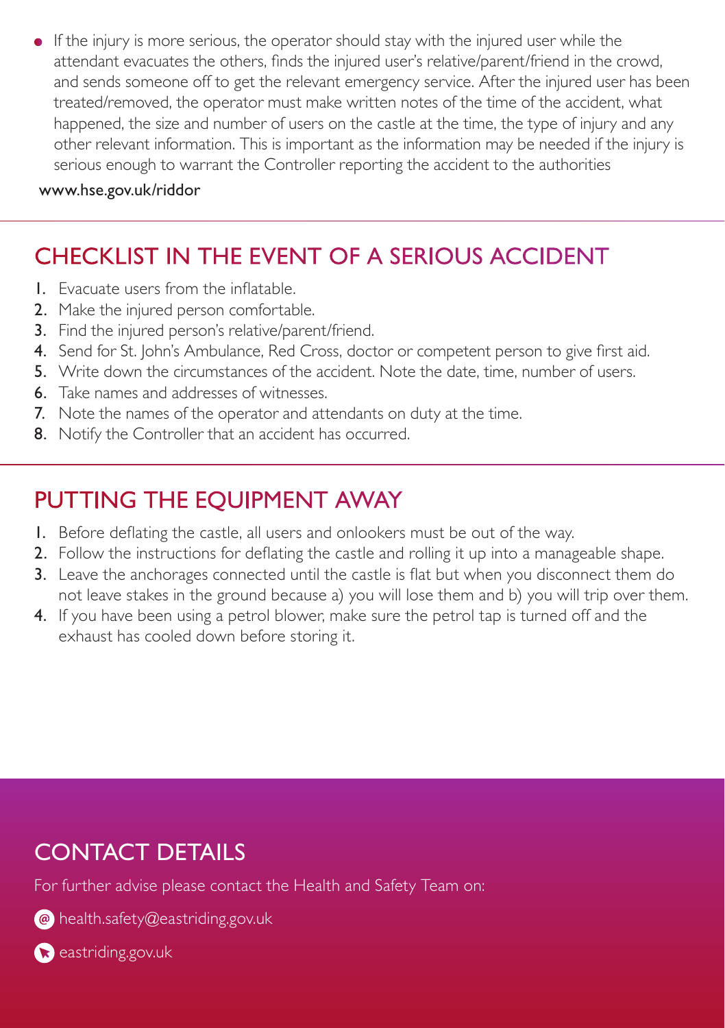- If the injury is more serious, the operator should stay with the injured user while the attendant evacuates the others, finds the injured user's relative/parent/friend in the crowd, and sends someone off to get the relevant emergency service. After the injured user has been treated/removed, the operator must make written notes of the time of the accident, what happened, the size and number of users on the castle at the time, the type of injury and any other relevant information. This is important as the information may be needed if the injury is serious enough to warrant the Controller reporting the accident to the authorities

www.hse.gov.uk/riddor

## CHECKLIST IN THE EVENT OF A SERIOUS ACCIDENT

1. Evacuate users from the inflatable.
2. Make the injured person comfortable.
3. Find the injured person's relative/parent/friend.
4. Send for St. John's Ambulance, Red Cross, doctor or competent person to give first aid.
5. Write down the circumstances of the accident. Note the date, time, number of users.
6. Take names and addresses of witnesses.
7. Note the names of the operator and attendants on duty at the time.
8. Notify the Controller that an accident has occurred.

## PUTTING THE EQUIPMENT AWAY

1. Before deflating the castle, all users and onlookers must be out of the way.
2. Follow the instructions for deflating the castle and rolling it up into a manageable shape.
3. Leave the anchorages connected until the castle is flat but when you disconnect them do not leave stakes in the ground because a) you will lose them and b) you will trip over them.
4. If you have been using a petrol blower, make sure the petrol tap is turned off and the exhaust has cooled down before storing it.

## CONTACT DETAILS

For further advise please contact the Health and Safety Team on:

health.safety@eastriding.gov.uk

eastriding.gov.uk